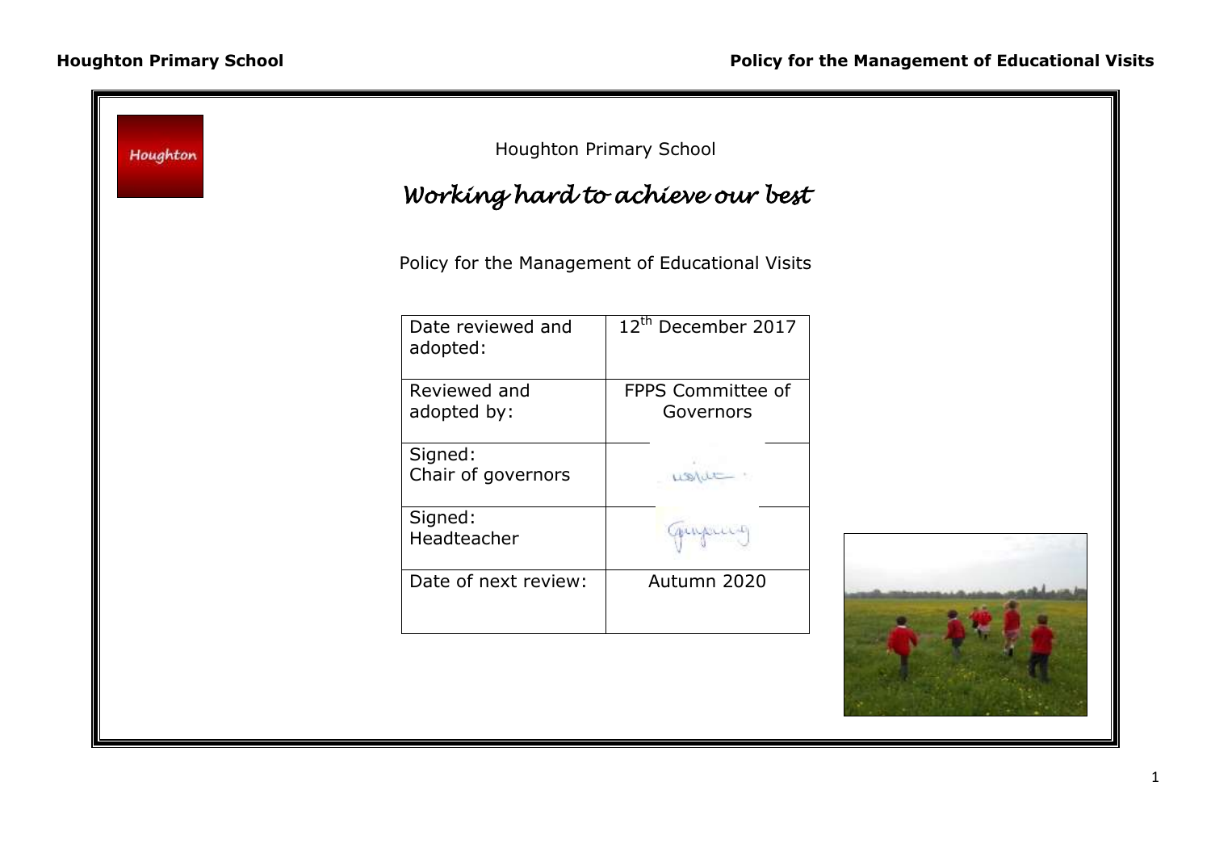Houghton Primary School

# *Working hard to achieve our best*

Policy for the Management of Educational Visits

| Date reviewed and adopted: | 12th December 2017 |
|---|---|
| Reviewed and adopted by: | FPPS Committee of Governors |
| Signed: Chair of governors | |
| Signed: Headteacher | |
| Date of next review: | Autumn 2020 |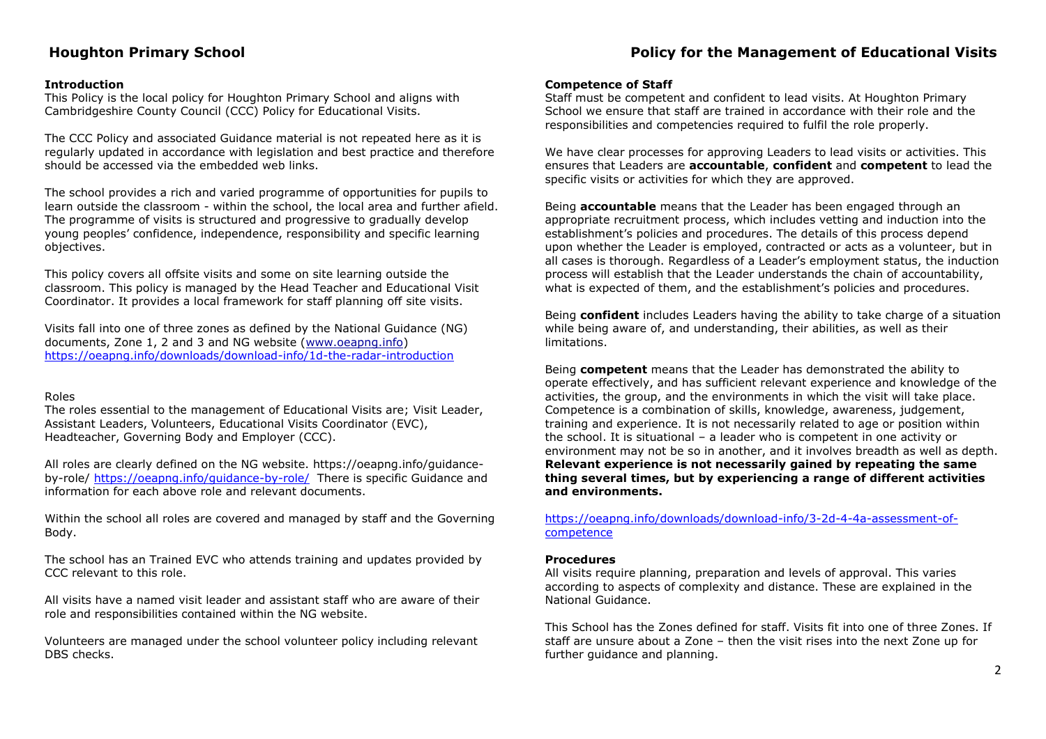## Introduction

This Policy is the local policy for Houghton Primary School and aligns with Cambridgeshire County Council (CCC) Policy for Educational Visits.

The CCC Policy and associated Guidance material is not repeated here as it is regularly updated in accordance with legislation and best practice and therefore should be accessed via the embedded web links.

The school provides a rich and varied programme of opportunities for pupils to learn outside the classroom - within the school, the local area and further afield. The programme of visits is structured and progressive to gradually develop young peoples' confidence, independence, responsibility and specific learning objectives.

This policy covers all offsite visits and some on site learning outside the classroom. This policy is managed by the Head Teacher and Educational Visit Coordinator. It provides a local framework for staff planning off site visits.

Visits fall into one of three zones as defined by the National Guidance (NG) documents, Zone 1, 2 and 3 and NG website ([www.oeapng.info](www.oeapng.info)) [https://oeapng.info/downloads/download-info/1d-the-radar-introduction](https://oeapng.info/downloads/download-info/1d-the-radar-introduction)

## Roles

The roles essential to the management of Educational Visits are; Visit Leader, Assistant Leaders, Volunteers, Educational Visits Coordinator (EVC), Headteacher, Governing Body and Employer (CCC).

All roles are clearly defined on the NG website. https://oeapng.info/guidance-by-role/ [https://oeapng.info/guidance-by-role/](https://oeapng.info/guidance-by-role/) There is specific Guidance and information for each above role and relevant documents.

Within the school all roles are covered and managed by staff and the Governing Body.

The school has an Trained EVC who attends training and updates provided by CCC relevant to this role.

All visits have a named visit leader and assistant staff who are aware of their role and responsibilities contained within the NG website.

Volunteers are managed under the school volunteer policy including relevant DBS checks.

## Competence of Staff

Staff must be competent and confident to lead visits. At Houghton Primary School we ensure that staff are trained in accordance with their role and the responsibilities and competencies required to fulfil the role properly.

We have clear processes for approving Leaders to lead visits or activities. This ensures that Leaders are **accountable**, **confident** and **competent** to lead the specific visits or activities for which they are approved.

Being **accountable** means that the Leader has been engaged through an appropriate recruitment process, which includes vetting and induction into the establishment's policies and procedures. The details of this process depend upon whether the Leader is employed, contracted or acts as a volunteer, but in all cases is thorough. Regardless of a Leader's employment status, the induction process will establish that the Leader understands the chain of accountability, what is expected of them, and the establishment's policies and procedures.

Being **confident** includes Leaders having the ability to take charge of a situation while being aware of, and understanding, their abilities, as well as their limitations.

Being **competent** means that the Leader has demonstrated the ability to operate effectively, and has sufficient relevant experience and knowledge of the activities, the group, and the environments in which the visit will take place. Competence is a combination of skills, knowledge, awareness, judgement, training and experience. It is not necessarily related to age or position within the school. It is situational – a leader who is competent in one activity or environment may not be so in another, and it involves breadth as well as depth. **Relevant experience is not necessarily gained by repeating the same thing several times, but by experiencing a range of different activities and environments.**

[https://oeapng.info/downloads/download-info/3-2d-4-4a-assessment-of-competence](https://oeapng.info/downloads/download-info/3-2d-4-4a-assessment-of-competence)

## Procedures

All visits require planning, preparation and levels of approval. This varies according to aspects of complexity and distance. These are explained in the National Guidance.

This School has the Zones defined for staff. Visits fit into one of three Zones. If staff are unsure about a Zone – then the visit rises into the next Zone up for further guidance and planning.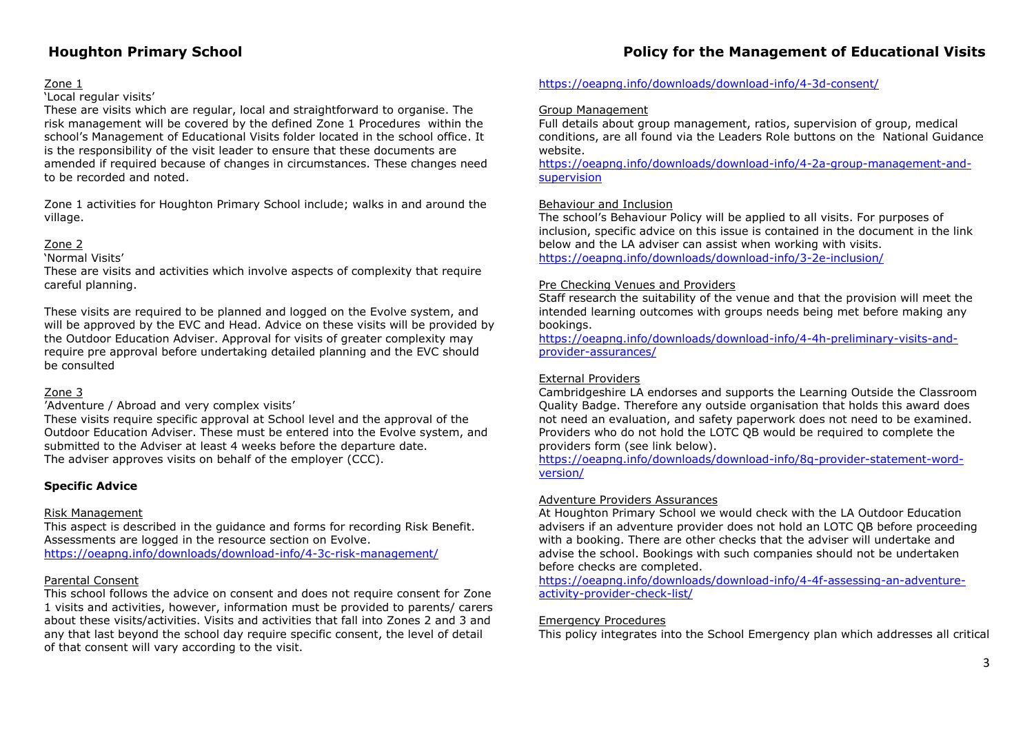Zone 1

'Local regular visits'

These are visits which are regular, local and straightforward to organise. The risk management will be covered by the defined Zone 1 Procedures within the school's Management of Educational Visits folder located in the school office. It is the responsibility of the visit leader to ensure that these documents are amended if required because of changes in circumstances. These changes need to be recorded and noted.

Zone 1 activities for Houghton Primary School include; walks in and around the village.

Zone 2

'Normal Visits'

These are visits and activities which involve aspects of complexity that require careful planning.

These visits are required to be planned and logged on the Evolve system, and will be approved by the EVC and Head. Advice on these visits will be provided by the Outdoor Education Adviser. Approval for visits of greater complexity may require pre approval before undertaking detailed planning and the EVC should be consulted

Zone 3

'Adventure / Abroad and very complex visits'

These visits require specific approval at School level and the approval of the Outdoor Education Adviser. These must be entered into the Evolve system, and submitted to the Adviser at least 4 weeks before the departure date. The adviser approves visits on behalf of the employer (CCC).

**Specific Advice**

Risk Management

This aspect is described in the guidance and forms for recording Risk Benefit. Assessments are logged in the resource section on Evolve.
https://oeapng.info/downloads/download-info/4-3c-risk-management/

Parental Consent

This school follows the advice on consent and does not require consent for Zone 1 visits and activities, however, information must be provided to parents/ carers about these visits/activities. Visits and activities that fall into Zones 2 and 3 and any that last beyond the school day require specific consent, the level of detail of that consent will vary according to the visit.
https://oeapng.info/downloads/download-info/4-3d-consent/

Group Management

Full details about group management, ratios, supervision of group, medical conditions, are all found via the Leaders Role buttons on the National Guidance website.
https://oeapng.info/downloads/download-info/4-2a-group-management-and-supervision

Behaviour and Inclusion

The school's Behaviour Policy will be applied to all visits. For purposes of inclusion, specific advice on this issue is contained in the document in the link below and the LA adviser can assist when working with visits.
https://oeapng.info/downloads/download-info/3-2e-inclusion/

Pre Checking Venues and Providers

Staff research the suitability of the venue and that the provision will meet the intended learning outcomes with groups needs being met before making any bookings.
https://oeapng.info/downloads/download-info/4-4h-preliminary-visits-and-provider-assurances/

External Providers

Cambridgeshire LA endorses and supports the Learning Outside the Classroom Quality Badge. Therefore any outside organisation that holds this award does not need an evaluation, and safety paperwork does not need to be examined. Providers who do not hold the LOTC QB would be required to complete the providers form (see link below).
https://oeapng.info/downloads/download-info/8q-provider-statement-word-version/

Adventure Providers Assurances

At Houghton Primary School we would check with the LA Outdoor Education advisers if an adventure provider does not hold an LOTC QB before proceeding with a booking. There are other checks that the adviser will undertake and advise the school. Bookings with such companies should not be undertaken before checks are completed.
https://oeapng.info/downloads/download-info/4-4f-assessing-an-adventure-activity-provider-check-list/

Emergency Procedures

This policy integrates into the School Emergency plan which addresses all critical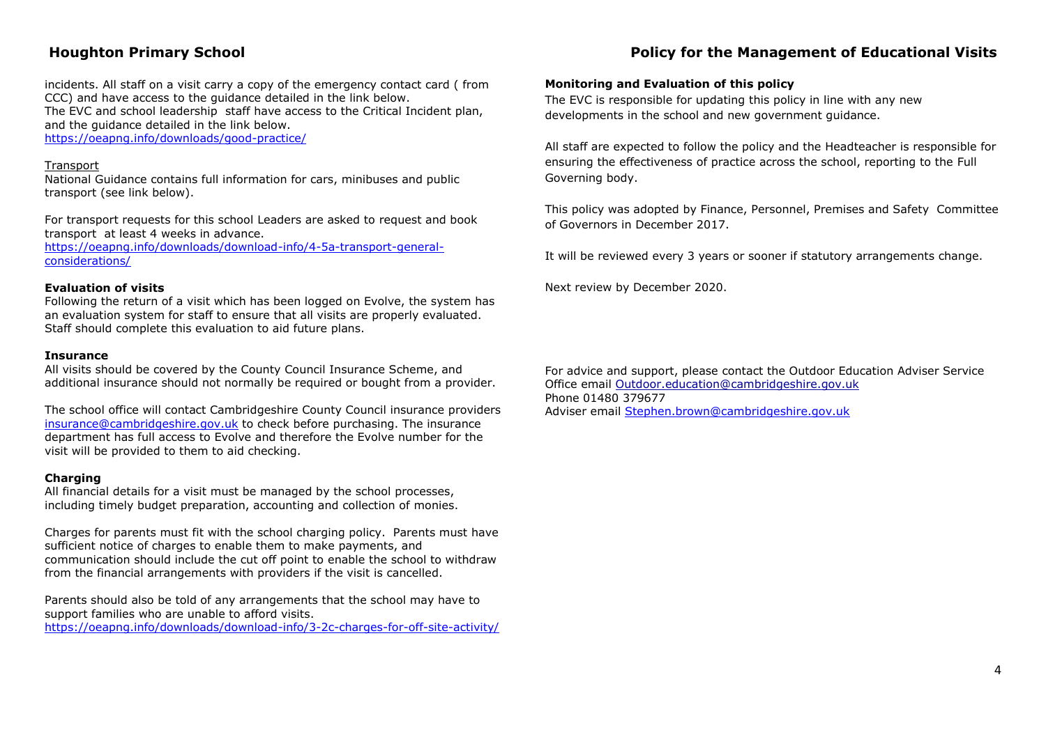incidents. All staff on a visit carry a copy of the emergency contact card ( from CCC) and have access to the guidance detailed in the link below.
The EVC and school leadership staff have access to the Critical Incident plan, and the guidance detailed in the link below.
https://oeapng.info/downloads/good-practice/

Transport
National Guidance contains full information for cars, minibuses and public transport (see link below).

For transport requests for this school Leaders are asked to request and book transport at least 4 weeks in advance.
https://oeapng.info/downloads/download-info/4-5a-transport-general-considerations/

**Evaluation of visits**
Following the return of a visit which has been logged on Evolve, the system has an evaluation system for staff to ensure that all visits are properly evaluated. Staff should complete this evaluation to aid future plans.

**Insurance**
All visits should be covered by the County Council Insurance Scheme, and additional insurance should not normally be required or bought from a provider.

The school office will contact Cambridgeshire County Council insurance providers insurance@cambridgeshire.gov.uk to check before purchasing. The insurance department has full access to Evolve and therefore the Evolve number for the visit will be provided to them to aid checking.

**Charging**
All financial details for a visit must be managed by the school processes, including timely budget preparation, accounting and collection of monies.

Charges for parents must fit with the school charging policy. Parents must have sufficient notice of charges to enable them to make payments, and communication should include the cut off point to enable the school to withdraw from the financial arrangements with providers if the visit is cancelled.

Parents should also be told of any arrangements that the school may have to support families who are unable to afford visits.
https://oeapng.info/downloads/download-info/3-2c-charges-for-off-site-activity/

**Monitoring and Evaluation of this policy**
The EVC is responsible for updating this policy in line with any new developments in the school and new government guidance.

All staff are expected to follow the policy and the Headteacher is responsible for ensuring the effectiveness of practice across the school, reporting to the Full Governing body.

This policy was adopted by Finance, Personnel, Premises and Safety Committee of Governors in December 2017.

It will be reviewed every 3 years or sooner if statutory arrangements change.

Next review by December 2020.

For advice and support, please contact the Outdoor Education Adviser Service
Office email Outdoor.education@cambridgeshire.gov.uk
Phone 01480 379677
Adviser email Stephen.brown@cambridgeshire.gov.uk